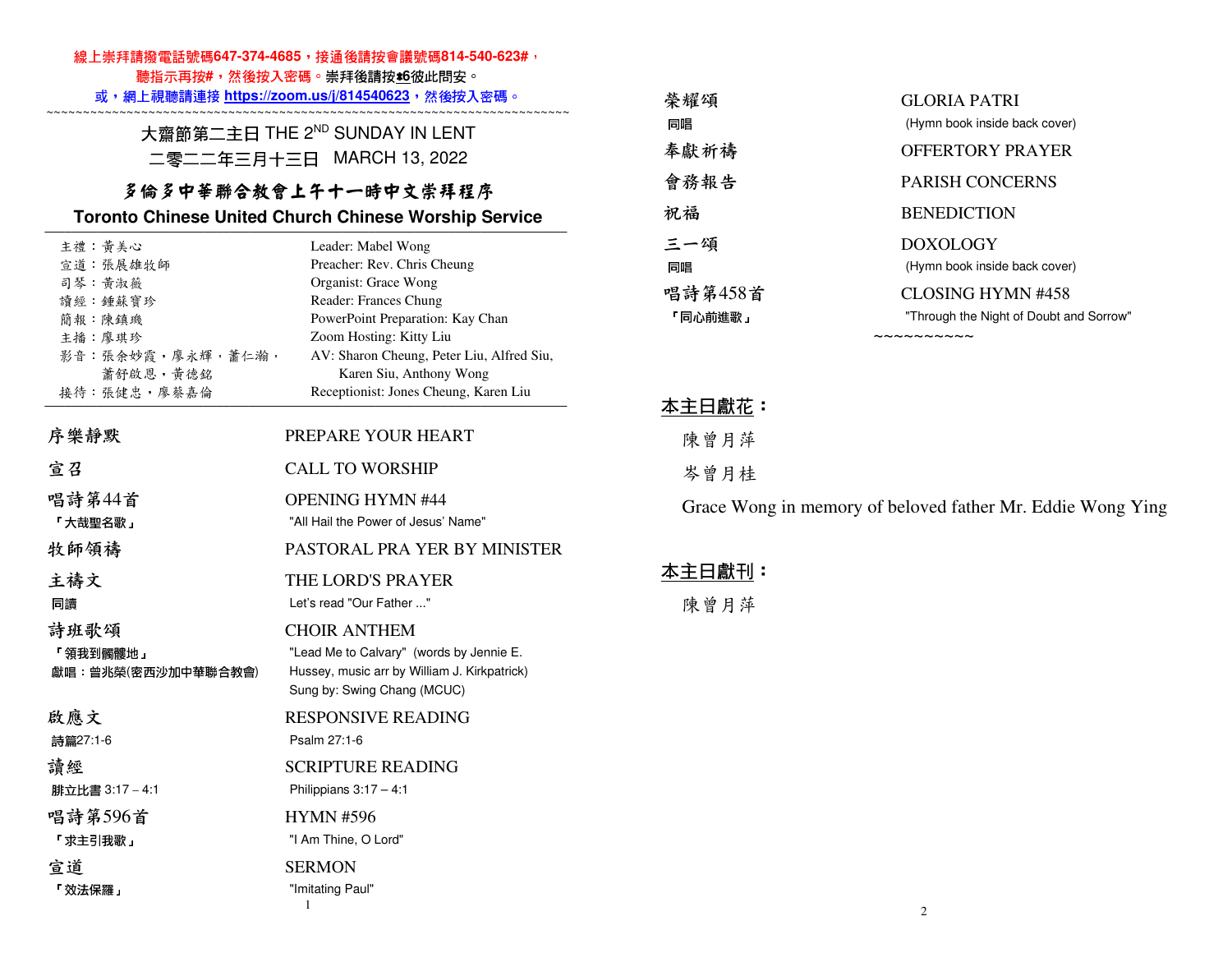線上崇拜請撥電話號碼647-374-4685，接通後請按會議號碼814-540-623#，
聽指示再按#，然後按入密碼。崇拜後請按*6彼此問安。
或，網上視聽請連接 https://zoom.us/j/814540623，然後按入密碼。

~~~~~~~~~~~~~~~~~~~~~~~~~~~~~~~~~~~~~~~~~~~~~~~~~~~~~~~~~~~~~~~~~~~~~~~~

# 大齋節第二主日 THE 2ND SUNDAY IN LENT

## 二零二二年三月十三日 MARCH 13, 2022

## 多倫多中華聯合教會上午十一時中文崇拜程序

## Toronto Chinese United Church Chinese Worship Service

| | |
|---|---|
| 主禮：黃美心 | Leader: Mabel Wong |
| 宣道：張展雄牧師 | Preacher: Rev. Chris Cheung |
| 司琴：黃淑薇 | Organist: Grace Wong |
| 讀經：鍾蘇寶珍 | Reader: Frances Chung |
| 簡報：陳鎮璣 | PowerPoint Preparation: Kay Chan |
| 主播：廖琪珍 | Zoom Hosting: Kitty Liu |
| 影音：張余妙霞，廖永輝，蕭仁瀚，蕭舒啟恩，黃德銘 | AV: Sharon Cheung, Peter Liu, Alfred Siu, Karen Siu, Anthony Wong |
| 接待：張健忠，廖蔡嘉倫 | Receptionist: Jones Cheung, Karen Liu |

| | |
|---|---|
| 序樂靜默 | PREPARE YOUR HEART |
| 宣召 | CALL TO WORSHIP |
| 唱詩第44首<br>「大哉聖名歌」 | OPENING HYMN #44<br>"All Hail the Power of Jesus' Name" |
| 牧師領禱 | PASTORAL PRA YER BY MINISTER |
| 主禱文<br>同讀 | THE LORD'S PRAYER<br>Let's read "Our Father ..." |
| 詩班歌頌<br>「領我到髑髏地」<br>獻唱：曾兆榮(密西沙加中華聯合教會) | CHOIR ANTHEM<br>"Lead Me to Calvary" (words by Jennie E. Hussey, music arr by William J. Kirkpatrick)<br>Sung by: Swing Chang (MCUC) |
| 啟應文<br>詩篇27:1-6 | RESPONSIVE READING<br>Psalm 27:1-6 |
| 讀經<br>腓立比書 3:17 – 4:1 | SCRIPTURE READING<br>Philippians 3:17 – 4:1 |
| 唱詩第596首<br>「求主引我歌」 | HYMN #596<br>"I Am Thine, O Lord" |
| 宣道<br>「效法保羅」 | SERMON<br>"Imitating Paul" |
| 榮耀頌<br>同唱 | GLORIA PATRI<br>(Hymn book inside back cover) |
| 奉獻祈禱 | OFFERTORY PRAYER |
| 會務報告 | PARISH CONCERNS |
| 祝福 | BENEDICTION |
| 三一頌<br>同唱 | DOXOLOGY<br>(Hymn book inside back cover) |
| 唱詩第458首<br>「同心前進歌」 | CLOSING HYMN #458<br>"Through the Night of Doubt and Sorrow" |

~~~~~~~~~~

**本主日獻花：**

陳曾月萍

岑曾月桂

Grace Wong in memory of beloved father Mr. Eddie Wong Ying

**本主日獻刊：**

陳曾月萍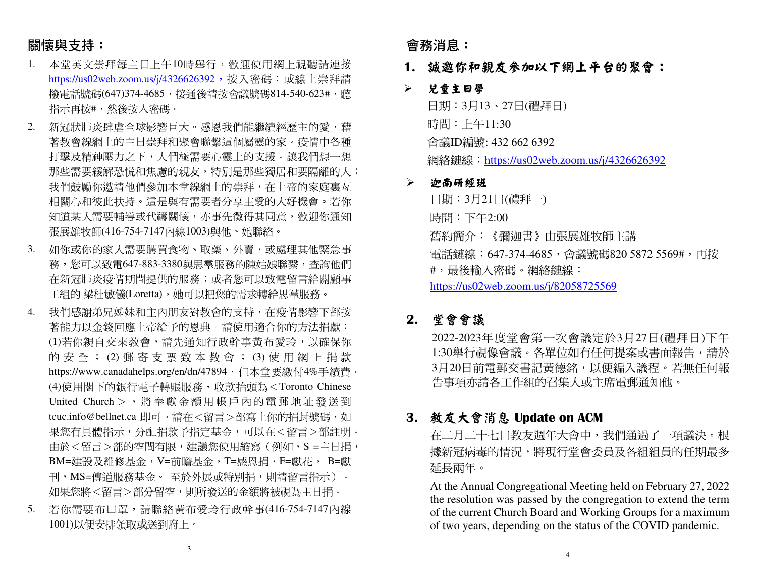## 關懷與支持：

1. 本堂英文崇拜每主日上午10時舉行，歡迎使用網上視聽請連接 https://us02web.zoom.us/j/4326626392，按入密碼；或線上崇拜請撥電話號碼(647)374-4685，接通後請按會議號碼814-540-623#，聽指示再按#，然後按入密碼。
2. 新冠狀肺炎肆虐全球影響巨大。感恩我們能繼續經歷主的愛，藉著教會線網上的主日崇拜和聚會聯繫這個屬靈的家。疫情中各種打擊及精神壓力之下，人們極需要心靈上的支援。讓我們想一想那些需要緩解恐慌和焦慮的親友，特別是那些獨居和要隔離的人；我們鼓勵你邀請他們參加本堂線網上的崇拜，在上帝的家庭裏互相關心和彼此扶持。這是與有需要者分享主愛的大好機會。若你知道某人需要輔導或代禱關懷，亦事先徵得其同意，歡迎你通知張展雄牧師(416-754-7147內線1003)與他、她聯絡。
3. 如你或你的家人需要購買食物、取藥、外賣，或處理其他緊急事務，您可以致電647-883-3380與思羣服務的陳姑娘聯繫，查詢他們在新冠肺炎疫情期間提供的服務；或者您可以致電留言給關顧事工組的 梁杜敏儀(Loretta)，她可以把您的需求轉給思羣服務。
4. 我們感謝弟兄姊妹和主內朋友對教會的支持，在疫情影響下都按著能力以金錢回應上帝給予的恩典。請使用適合你的方法捐獻：(1)若你親自交來教會，請先通知行政幹事黃布愛玲，以確保你的安全；(2)郵寄支票致本教會；(3)使用網上捐款 https://www.canadahelps.org/en/dn/47894，但本堂要繳付4%手續費。(4)使用閣下的銀行電子轉賬服務，收款抬頭為＜Toronto Chinese United Church＞，將奉獻金額用帳戶內的電郵地址發送到 tcuc.info@bellnet.ca 即可。請在＜留言＞部寫上你的捐封號碼，如果您有具體指示，分配捐款予指定基金，可以在＜留言＞部註明。由於＜留言＞部的空間有限，建議您使用縮寫（例如，S =主日捐，BM=建設及維修基金，V=前瞻基金，T=感恩捐，F=獻花， B=獻刊，MS=傳道服務基金。 至於外展或特別捐，則請留言指示）。如果您將＜留言＞部分留空，則所發送的金額將被視為主日捐。
5. 若你需要布口罩，請聯絡黃布愛玲行政幹事(416-754-7147內線1001)以便安排領取或送到府上。

## 會務消息：

### 1. 誠邀你和親友參加以下網上平台的聚會：

- **兒童主日學**

  日期：3月13、27日(禮拜日)

  時間：上午11:30

  會議ID編號: 432 662 6392

  網絡鏈線：https://us02web.zoom.us/j/4326626392

- **迦南研經班**

  日期：3月21日(禮拜一)

  時間：下午2:00

  舊約簡介：《彌迦書》由張展雄牧師主講

  電話鏈線：647-374-4685，會議號碼820 5872 5569#，再按#，最後輸入密碼。網絡鏈線：https://us02web.zoom.us/j/82058725569

### 2. 堂會會議

2022-2023年度堂會第一次會議定於3月27日(禮拜日)下午1:30舉行視像會議。各單位如有任何提案或書面報告，請於3月20日前電郵交書記黃德銘，以便編入議程。若無任何報告事項亦請各工作組的召集人或主席電郵通知他。

### 3. 教友大會消息 Update on ACM

在二月二十七日教友週年大會中，我們通過了一項議決。根據新冠病毒的情況，將現行堂會委員及各組組員的任期最多延長兩年。

At the Annual Congregational Meeting held on February 27, 2022 the resolution was passed by the congregation to extend the term of the current Church Board and Working Groups for a maximum of two years, depending on the status of the COVID pandemic.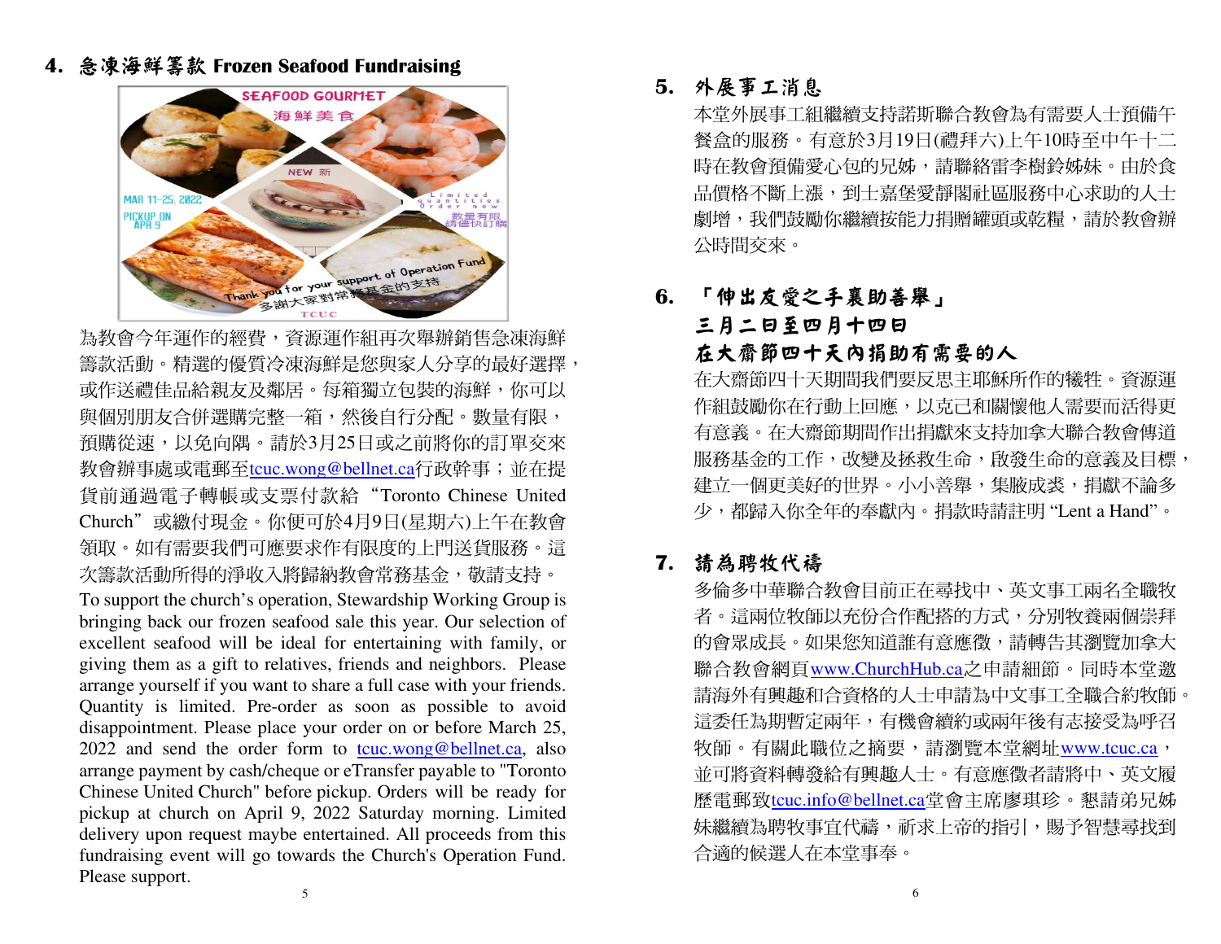## 4. 急凍海鮮籌款 Frozen Seafood Fundraising

為教會今年運作的經費，資源運作組再次舉辦銷售急凍海鮮籌款活動。精選的優質冷凍海鮮是您與家人分享的最好選擇，或作送禮佳品給親友及鄰居。每箱獨立包裝的海鮮，你可以與個別朋友合併選購完整一箱，然後自行分配。數量有限，預購從速，以免向隅。請於3月25日或之前將你的訂單交來教會辦事處或電郵至tcuc.wong@bellnet.ca行政幹事；並在提貨前通過電子轉帳或支票付款給 "Toronto Chinese United Church" 或繳付現金。你便可於4月9日(星期六)上午在教會領取。如有需要我們可應要求作有限度的上門送貨服務。這次籌款活動所得的淨收入將歸納教會常務基金，敬請支持。

To support the church's operation, Stewardship Working Group is bringing back our frozen seafood sale this year. Our selection of excellent seafood will be ideal for entertaining with family, or giving them as a gift to relatives, friends and neighbors. Please arrange yourself if you want to share a full case with your friends. Quantity is limited. Pre-order as soon as possible to avoid disappointment. Please place your order on or before March 25, 2022 and send the order form to tcuc.wong@bellnet.ca, also arrange payment by cash/cheque or eTransfer payable to "Toronto Chinese United Church" before pickup. Orders will be ready for pickup at church on April 9, 2022 Saturday morning. Limited delivery upon request maybe entertained. All proceeds from this fundraising event will go towards the Church's Operation Fund. Please support.

## 5. 外展事工消息

本堂外展事工組繼續支持諾斯聯合教會為有需要人士預備午餐盒的服務。有意於3月19日(禮拜六)上午10時至中午十二時在教會預備愛心包的兄姊，請聯絡雷李樹鈴姊妹。由於食品價格不斷上漲，到士嘉堡愛靜閣社區服務中心求助的人士劇增，我們鼓勵你繼續按能力捐贈罐頭或乾糧，請於教會辦公時間交來。

## 6. 「伸出友愛之手襄助善舉」
## 三月二日至四月十四日
## 在大齋節四十天內捐助有需要的人

在大齋節四十天期間我們要反思主耶穌所作的犧牲。資源運作組鼓勵你在行動上回應，以克己和關懷他人需要而活得更有意義。在大齋節期間作出捐獻來支持加拿大聯合教會傳道服務基金的工作，改變及拯救生命，啟發生命的意義及目標，建立一個更美好的世界。小小善舉，集腋成裘，捐獻不論多少，都歸入你全年的奉獻內。捐款時請註明 "Lent a Hand"。

## 7. 請為聘牧代禱

多倫多中華聯合教會目前正在尋找中、英文事工兩名全職牧者。這兩位牧師以充份合作配搭的方式，分別牧養兩個崇拜的會眾成長。如果您知道誰有意應徵，請轉告其瀏覽加拿大聯合教會網頁www.ChurchHub.ca之申請細節。同時本堂邀請海外有興趣和合資格的人士申請為中文事工全職合約牧師。這委任為期暫定兩年，有機會續約或兩年後有志接受為呼召牧師。有關此職位之摘要，請瀏覽本堂網址www.tcuc.ca，並可將資料轉發給有興趣人士。有意應徵者請將中、英文履歷電郵致tcuc.info@bellnet.ca堂會主席廖琪珍。懇請弟兄姊妹繼續為聘牧事宜代禱，祈求上帝的指引，賜予智慧尋找到合適的候選人在本堂事奉。